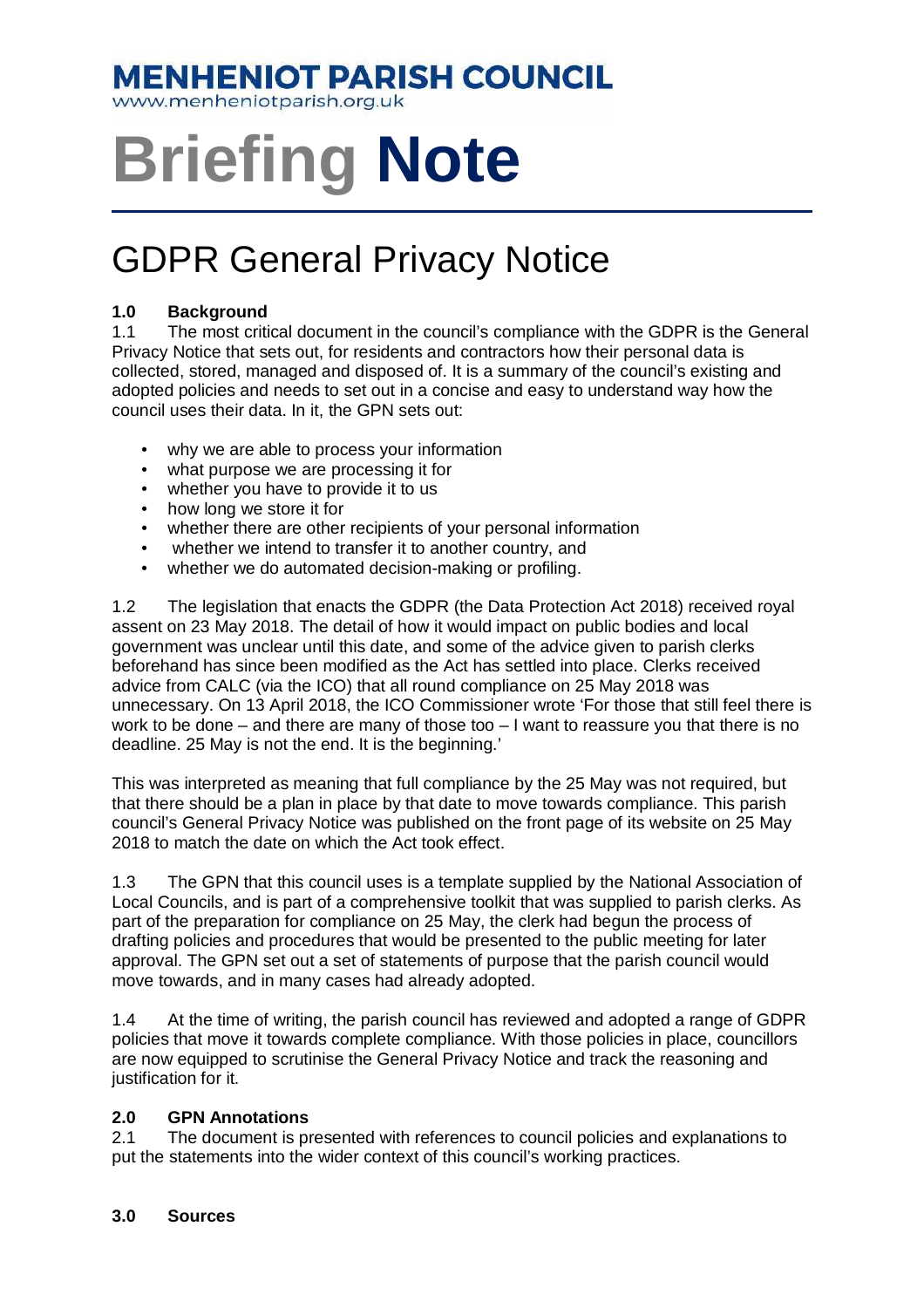**MENHENIOT PARISH COUNCIL**
www.menheniotparish.org.uk

# Briefing Note

## GDPR General Privacy Notice

### 1.0 Background

1.1 The most critical document in the council's compliance with the GDPR is the General Privacy Notice that sets out, for residents and contractors how their personal data is collected, stored, managed and disposed of. It is a summary of the council's existing and adopted policies and needs to set out in a concise and easy to understand way how the council uses their data. In it, the GPN sets out:

- why we are able to process your information
- what purpose we are processing it for
- whether you have to provide it to us
- how long we store it for
- whether there are other recipients of your personal information
- whether we intend to transfer it to another country, and
- whether we do automated decision-making or profiling.

1.2 The legislation that enacts the GDPR (the Data Protection Act 2018) received royal assent on 23 May 2018. The detail of how it would impact on public bodies and local government was unclear until this date, and some of the advice given to parish clerks beforehand has since been modified as the Act has settled into place. Clerks received advice from CALC (via the ICO) that all round compliance on 25 May 2018 was unnecessary. On 13 April 2018, the ICO Commissioner wrote 'For those that still feel there is work to be done – and there are many of those too – I want to reassure you that there is no deadline. 25 May is not the end. It is the beginning.'

This was interpreted as meaning that full compliance by the 25 May was not required, but that there should be a plan in place by that date to move towards compliance. This parish council's General Privacy Notice was published on the front page of its website on 25 May 2018 to match the date on which the Act took effect.

1.3 The GPN that this council uses is a template supplied by the National Association of Local Councils, and is part of a comprehensive toolkit that was supplied to parish clerks. As part of the preparation for compliance on 25 May, the clerk had begun the process of drafting policies and procedures that would be presented to the public meeting for later approval. The GPN set out a set of statements of purpose that the parish council would move towards, and in many cases had already adopted.

1.4 At the time of writing, the parish council has reviewed and adopted a range of GDPR policies that move it towards complete compliance. With those policies in place, councillors are now equipped to scrutinise the General Privacy Notice and track the reasoning and justification for it.

### 2.0 GPN Annotations

2.1 The document is presented with references to council policies and explanations to put the statements into the wider context of this council's working practices.

### 3.0 Sources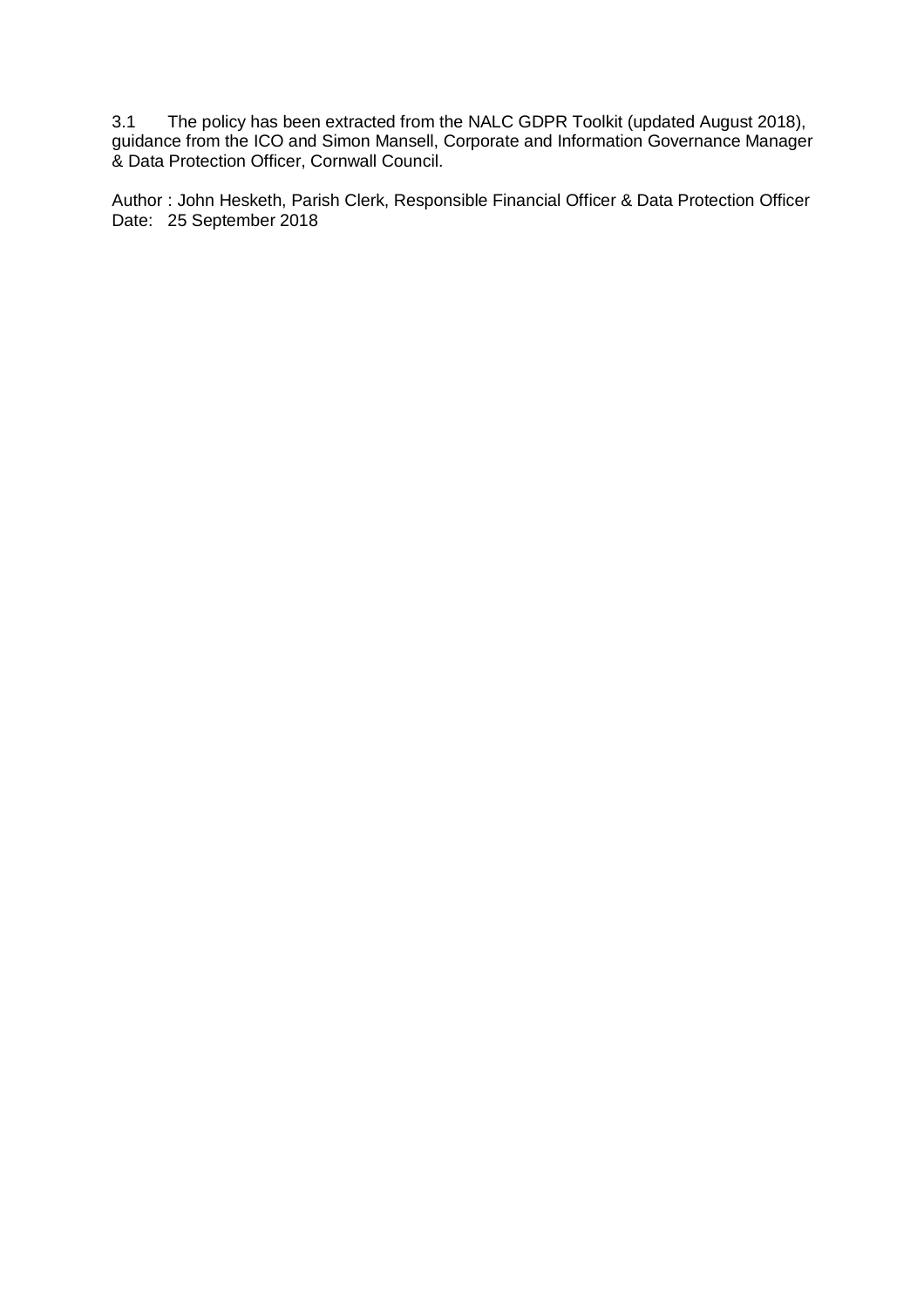3.1 The policy has been extracted from the NALC GDPR Toolkit (updated August 2018), guidance from the ICO and Simon Mansell, Corporate and Information Governance Manager & Data Protection Officer, Cornwall Council.

Author : John Hesketh, Parish Clerk, Responsible Financial Officer & Data Protection Officer
Date: 25 September 2018